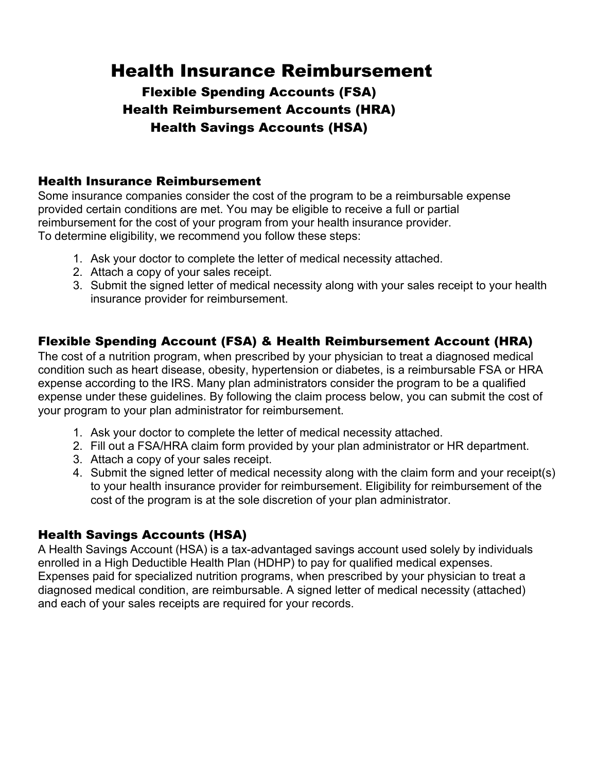# Health Insurance Reimbursement

## Flexible Spending Accounts (FSA)
## Health Reimbursement Accounts (HRA)
## Health Savings Accounts (HSA)

### Health Insurance Reimbursement

Some insurance companies consider the cost of the program to be a reimbursable expense provided certain conditions are met. You may be eligible to receive a full or partial reimbursement for the cost of your program from your health insurance provider.
To determine eligibility, we recommend you follow these steps:

1. Ask your doctor to complete the letter of medical necessity attached.
2. Attach a copy of your sales receipt.
3. Submit the signed letter of medical necessity along with your sales receipt to your health insurance provider for reimbursement.

### Flexible Spending Account (FSA) & Health Reimbursement Account (HRA)

The cost of a nutrition program, when prescribed by your physician to treat a diagnosed medical condition such as heart disease, obesity, hypertension or diabetes, is a reimbursable FSA or HRA expense according to the IRS. Many plan administrators consider the program to be a qualified expense under these guidelines. By following the claim process below, you can submit the cost of your program to your plan administrator for reimbursement.

1. Ask your doctor to complete the letter of medical necessity attached.
2. Fill out a FSA/HRA claim form provided by your plan administrator or HR department.
3. Attach a copy of your sales receipt.
4. Submit the signed letter of medical necessity along with the claim form and your receipt(s) to your health insurance provider for reimbursement. Eligibility for reimbursement of the cost of the program is at the sole discretion of your plan administrator.

### Health Savings Accounts (HSA)

A Health Savings Account (HSA) is a tax-advantaged savings account used solely by individuals enrolled in a High Deductible Health Plan (HDHP) to pay for qualified medical expenses. Expenses paid for specialized nutrition programs, when prescribed by your physician to treat a diagnosed medical condition, are reimbursable. A signed letter of medical necessity (attached) and each of your sales receipts are required for your records.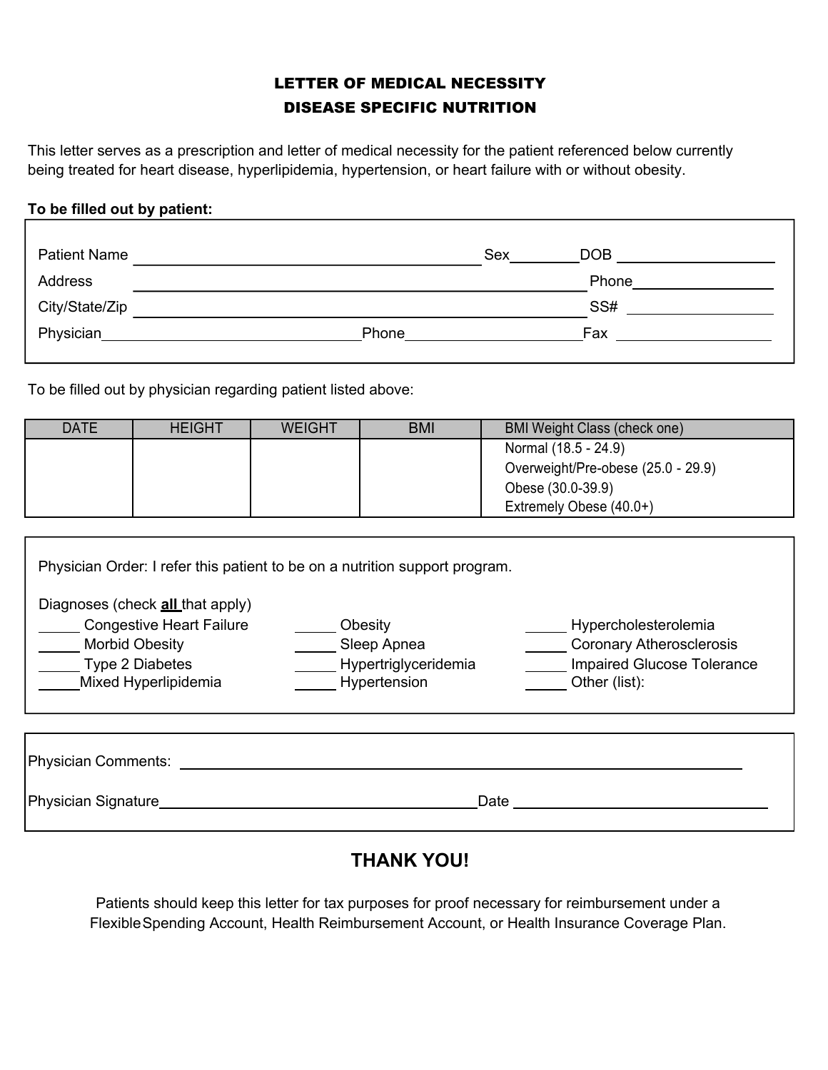## LETTER OF MEDICAL NECESSITY
## DISEASE SPECIFIC NUTRITION

This letter serves as a prescription and letter of medical necessity for the patient referenced below currently being treated for heart disease, hyperlipidemia, hypertension, or heart failure with or without obesity.

**To be filled out by patient:**

Patient Name ______________________________ Sex ________ DOB ______________

Address ______________________________________ Phone ______________

City/State/Zip ______________________________________ SS# ______________

Physician ______________________ Phone ______________ Fax ______________

To be filled out by physician regarding patient listed above:

| DATE | HEIGHT | WEIGHT | BMI | BMI Weight Class (check one) |
|---|---|---|---|---|
| | | | | Normal (18.5 - 24.9)<br>Overweight/Pre-obese (25.0 - 29.9)<br>Obese (30.0-39.9)<br>Extremely Obese (40.0+) |

Physician Order: I refer this patient to be on a nutrition support program.

Diagnoses (check **all** that apply)

_____ Congestive Heart Failure
_____ Morbid Obesity
_____ Type 2 Diabetes
_____ Mixed Hyperlipidemia
_____ Obesity
_____ Sleep Apnea
_____ Hypertriglyceridemia
_____ Hypertension
_____ Hypercholesterolemia
_____ Coronary Atherosclerosis
_____ Impaired Glucose Tolerance
_____ Other (list):

Physician Comments: ______________________________________________

Physician Signature ______________________________ Date ______________________

## THANK YOU!

Patients should keep this letter for tax purposes for proof necessary for reimbursement under a Flexible Spending Account, Health Reimbursement Account, or Health Insurance Coverage Plan.